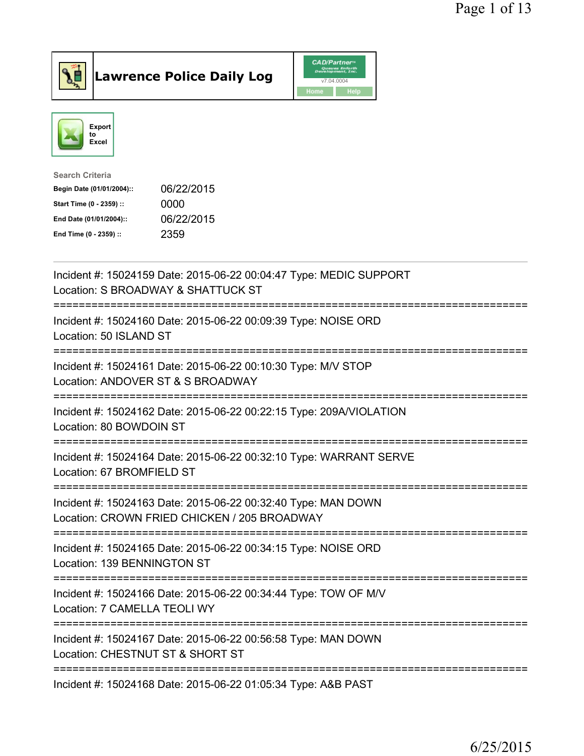# Lawrence Police Daily Log

Export to Excel

**Search Criteria**

| | |
|---|---|
| Begin Date (01/01/2004):: | 06/22/2015 |
| Start Time (0 - 2359) :: | 0000 |
| End Date (01/01/2004):: | 06/22/2015 |
| End Time (0 - 2359) :: | 2359 |

---

Incident #: 15024159 Date: 2015-06-22 00:04:47 Type: MEDIC SUPPORT
Location: S BROADWAY & SHATTUCK ST

===========================================================================

Incident #: 15024160 Date: 2015-06-22 00:09:39 Type: NOISE ORD
Location: 50 ISLAND ST

===========================================================================

Incident #: 15024161 Date: 2015-06-22 00:10:30 Type: M/V STOP
Location: ANDOVER ST & S BROADWAY

===========================================================================

Incident #: 15024162 Date: 2015-06-22 00:22:15 Type: 209A/VIOLATION
Location: 80 BOWDOIN ST

===========================================================================

Incident #: 15024164 Date: 2015-06-22 00:32:10 Type: WARRANT SERVE
Location: 67 BROMFIELD ST

===========================================================================

Incident #: 15024163 Date: 2015-06-22 00:32:40 Type: MAN DOWN
Location: CROWN FRIED CHICKEN / 205 BROADWAY

===========================================================================

Incident #: 15024165 Date: 2015-06-22 00:34:15 Type: NOISE ORD
Location: 139 BENNINGTON ST

===========================================================================

Incident #: 15024166 Date: 2015-06-22 00:34:44 Type: TOW OF M/V
Location: 7 CAMELLA TEOLI WY

===========================================================================

Incident #: 15024167 Date: 2015-06-22 00:56:58 Type: MAN DOWN
Location: CHESTNUT ST & SHORT ST

===========================================================================

Incident #: 15024168 Date: 2015-06-22 01:05:34 Type: A&B PAST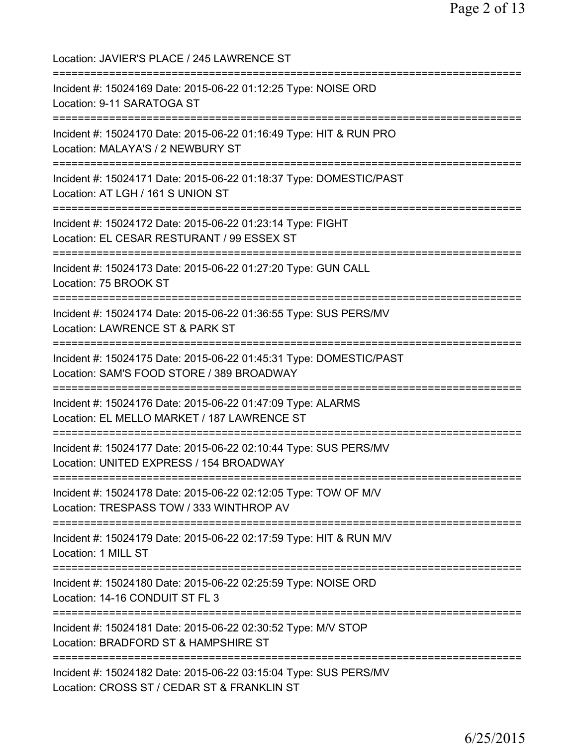Location: JAVIER'S PLACE / 245 LAWRENCE ST

===========================================================================

Incident #: 15024169 Date: 2015-06-22 01:12:25 Type: NOISE ORD
Location: 9-11 SARATOGA ST

===========================================================================

Incident #: 15024170 Date: 2015-06-22 01:16:49 Type: HIT & RUN PRO
Location: MALAYA'S / 2 NEWBURY ST

===========================================================================

Incident #: 15024171 Date: 2015-06-22 01:18:37 Type: DOMESTIC/PAST
Location: AT LGH / 161 S UNION ST

===========================================================================

Incident #: 15024172 Date: 2015-06-22 01:23:14 Type: FIGHT
Location: EL CESAR RESTURANT / 99 ESSEX ST

===========================================================================

Incident #: 15024173 Date: 2015-06-22 01:27:20 Type: GUN CALL
Location: 75 BROOK ST

===========================================================================

Incident #: 15024174 Date: 2015-06-22 01:36:55 Type: SUS PERS/MV
Location: LAWRENCE ST & PARK ST

===========================================================================

Incident #: 15024175 Date: 2015-06-22 01:45:31 Type: DOMESTIC/PAST
Location: SAM'S FOOD STORE / 389 BROADWAY

===========================================================================

Incident #: 15024176 Date: 2015-06-22 01:47:09 Type: ALARMS
Location: EL MELLO MARKET / 187 LAWRENCE ST

===========================================================================

Incident #: 15024177 Date: 2015-06-22 02:10:44 Type: SUS PERS/MV
Location: UNITED EXPRESS / 154 BROADWAY

===========================================================================

Incident #: 15024178 Date: 2015-06-22 02:12:05 Type: TOW OF M/V
Location: TRESPASS TOW / 333 WINTHROP AV

===========================================================================

Incident #: 15024179 Date: 2015-06-22 02:17:59 Type: HIT & RUN M/V
Location: 1 MILL ST

===========================================================================

Incident #: 15024180 Date: 2015-06-22 02:25:59 Type: NOISE ORD
Location: 14-16 CONDUIT ST FL 3

===========================================================================

Incident #: 15024181 Date: 2015-06-22 02:30:52 Type: M/V STOP
Location: BRADFORD ST & HAMPSHIRE ST

===========================================================================

Incident #: 15024182 Date: 2015-06-22 03:15:04 Type: SUS PERS/MV
Location: CROSS ST / CEDAR ST & FRANKLIN ST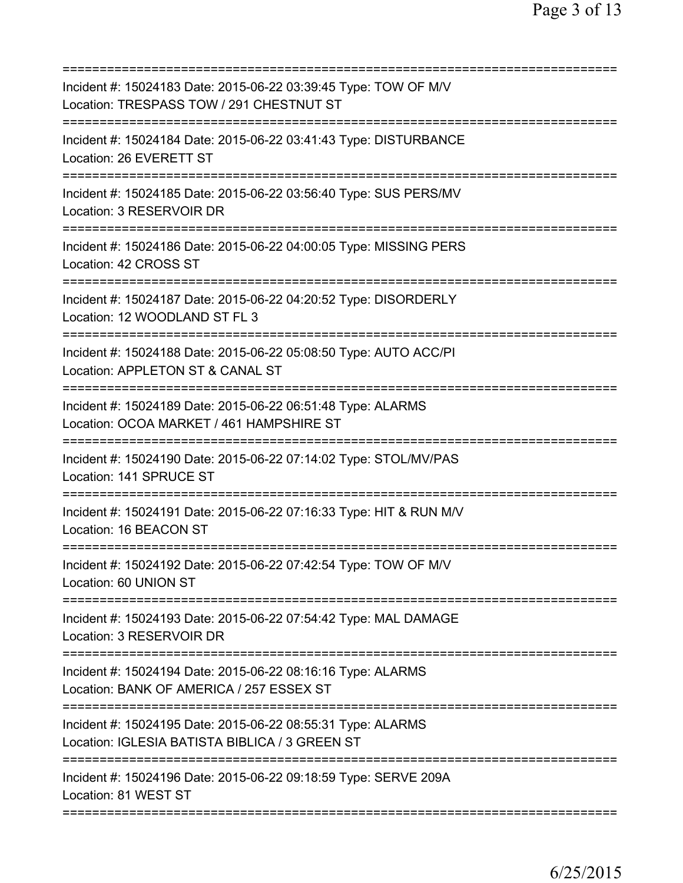===========================================================================

Incident #: 15024183 Date: 2015-06-22 03:39:45 Type: TOW OF M/V
Location: TRESPASS TOW / 291 CHESTNUT ST

===========================================================================

Incident #: 15024184 Date: 2015-06-22 03:41:43 Type: DISTURBANCE
Location: 26 EVERETT ST

===========================================================================

Incident #: 15024185 Date: 2015-06-22 03:56:40 Type: SUS PERS/MV
Location: 3 RESERVOIR DR

===========================================================================

Incident #: 15024186 Date: 2015-06-22 04:00:05 Type: MISSING PERS
Location: 42 CROSS ST

===========================================================================

Incident #: 15024187 Date: 2015-06-22 04:20:52 Type: DISORDERLY
Location: 12 WOODLAND ST FL 3

===========================================================================

Incident #: 15024188 Date: 2015-06-22 05:08:50 Type: AUTO ACC/PI
Location: APPLETON ST & CANAL ST

===========================================================================

Incident #: 15024189 Date: 2015-06-22 06:51:48 Type: ALARMS
Location: OCOA MARKET / 461 HAMPSHIRE ST

===========================================================================

Incident #: 15024190 Date: 2015-06-22 07:14:02 Type: STOL/MV/PAS
Location: 141 SPRUCE ST

===========================================================================

Incident #: 15024191 Date: 2015-06-22 07:16:33 Type: HIT & RUN M/V
Location: 16 BEACON ST

===========================================================================

Incident #: 15024192 Date: 2015-06-22 07:42:54 Type: TOW OF M/V
Location: 60 UNION ST

===========================================================================

Incident #: 15024193 Date: 2015-06-22 07:54:42 Type: MAL DAMAGE
Location: 3 RESERVOIR DR

===========================================================================

Incident #: 15024194 Date: 2015-06-22 08:16:16 Type: ALARMS
Location: BANK OF AMERICA / 257 ESSEX ST

===========================================================================

Incident #: 15024195 Date: 2015-06-22 08:55:31 Type: ALARMS
Location: IGLESIA BATISTA BIBLICA / 3 GREEN ST

===========================================================================

Incident #: 15024196 Date: 2015-06-22 09:18:59 Type: SERVE 209A
Location: 81 WEST ST

===========================================================================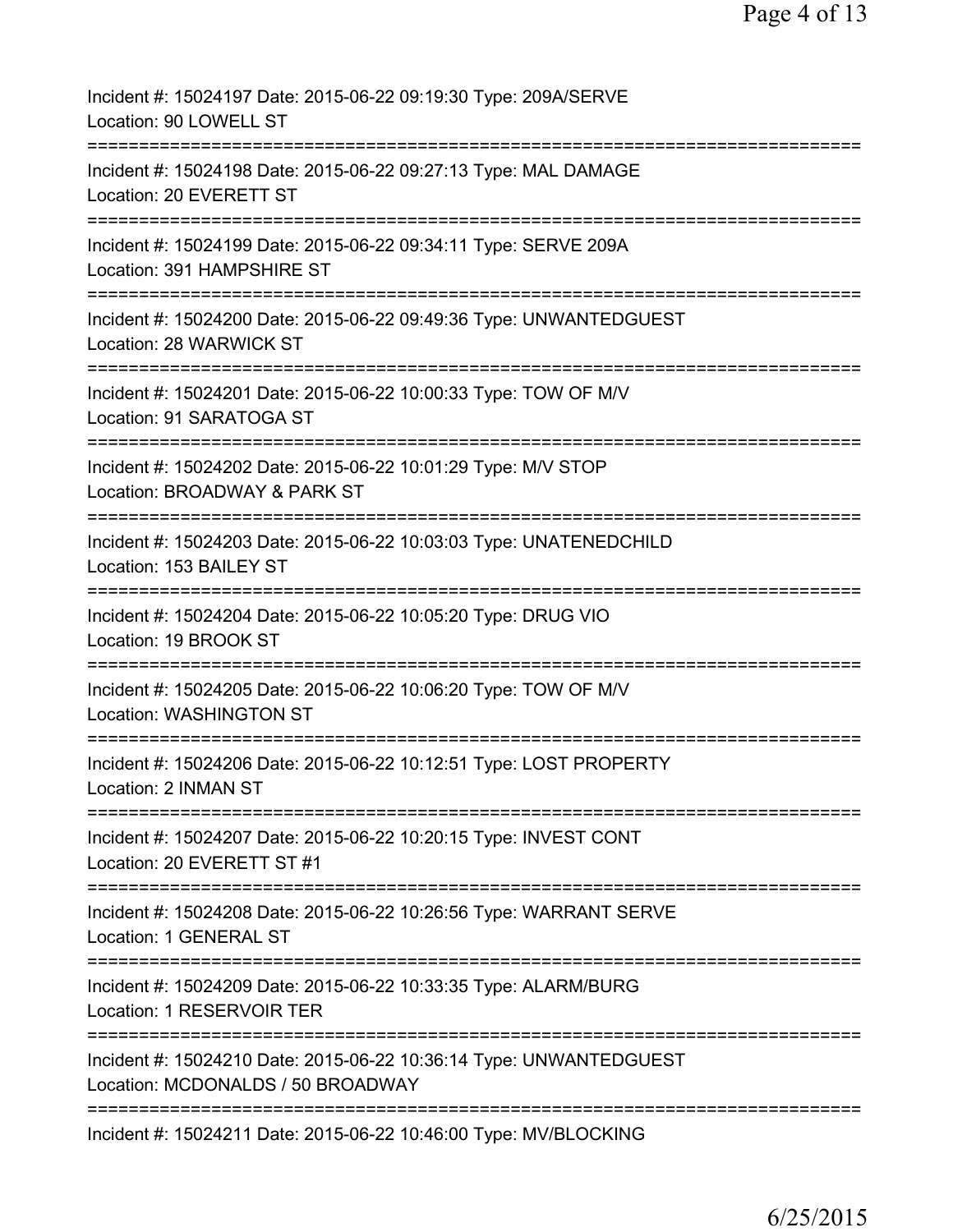Incident #: 15024197 Date: 2015-06-22 09:19:30 Type: 209A/SERVE
Location: 90 LOWELL ST

===========================================================================

Incident #: 15024198 Date: 2015-06-22 09:27:13 Type: MAL DAMAGE
Location: 20 EVERETT ST

===========================================================================

Incident #: 15024199 Date: 2015-06-22 09:34:11 Type: SERVE 209A
Location: 391 HAMPSHIRE ST

===========================================================================

Incident #: 15024200 Date: 2015-06-22 09:49:36 Type: UNWANTEDGUEST
Location: 28 WARWICK ST

===========================================================================

Incident #: 15024201 Date: 2015-06-22 10:00:33 Type: TOW OF M/V
Location: 91 SARATOGA ST

===========================================================================

Incident #: 15024202 Date: 2015-06-22 10:01:29 Type: M/V STOP
Location: BROADWAY & PARK ST

===========================================================================

Incident #: 15024203 Date: 2015-06-22 10:03:03 Type: UNATENEDCHILD
Location: 153 BAILEY ST

===========================================================================

Incident #: 15024204 Date: 2015-06-22 10:05:20 Type: DRUG VIO
Location: 19 BROOK ST

===========================================================================

Incident #: 15024205 Date: 2015-06-22 10:06:20 Type: TOW OF M/V
Location: WASHINGTON ST

===========================================================================

Incident #: 15024206 Date: 2015-06-22 10:12:51 Type: LOST PROPERTY
Location: 2 INMAN ST

===========================================================================

Incident #: 15024207 Date: 2015-06-22 10:20:15 Type: INVEST CONT
Location: 20 EVERETT ST #1

===========================================================================

Incident #: 15024208 Date: 2015-06-22 10:26:56 Type: WARRANT SERVE
Location: 1 GENERAL ST

===========================================================================

Incident #: 15024209 Date: 2015-06-22 10:33:35 Type: ALARM/BURG
Location: 1 RESERVOIR TER

===========================================================================

Incident #: 15024210 Date: 2015-06-22 10:36:14 Type: UNWANTEDGUEST
Location: MCDONALDS / 50 BROADWAY

===========================================================================

Incident #: 15024211 Date: 2015-06-22 10:46:00 Type: MV/BLOCKING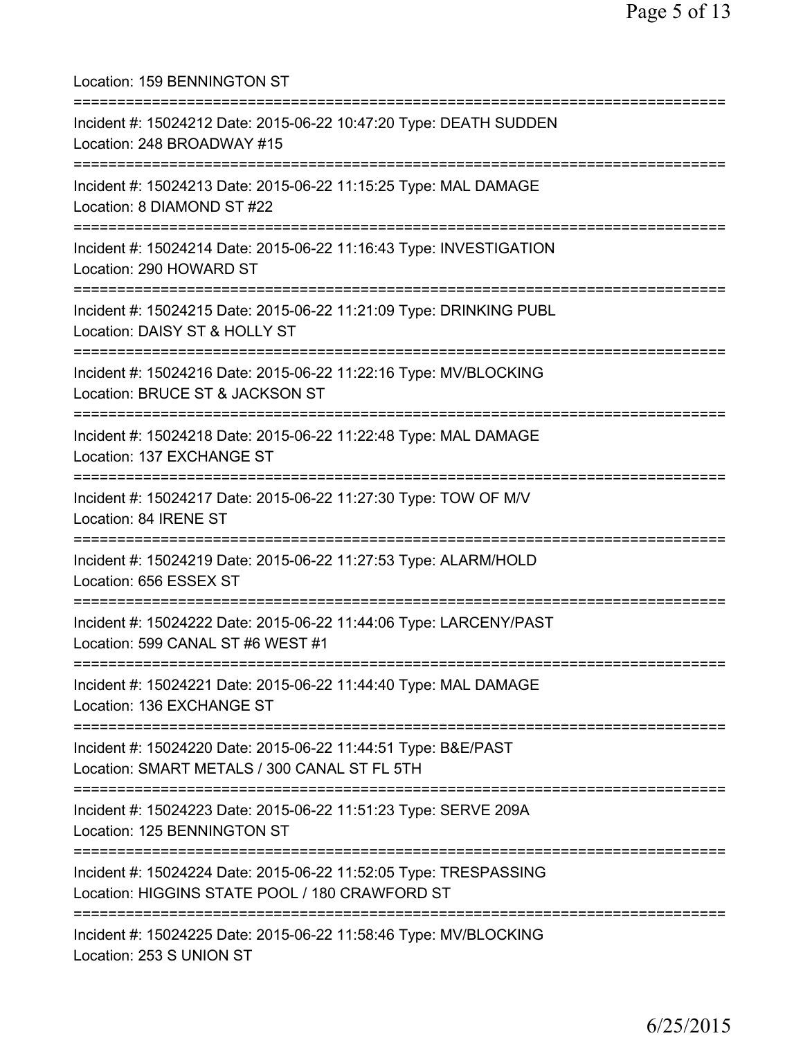Location: 159 BENNINGTON ST

===========================================================================

Incident #: 15024212 Date: 2015-06-22 10:47:20 Type: DEATH SUDDEN
Location: 248 BROADWAY #15

===========================================================================

Incident #: 15024213 Date: 2015-06-22 11:15:25 Type: MAL DAMAGE
Location: 8 DIAMOND ST #22

===========================================================================

Incident #: 15024214 Date: 2015-06-22 11:16:43 Type: INVESTIGATION
Location: 290 HOWARD ST

===========================================================================

Incident #: 15024215 Date: 2015-06-22 11:21:09 Type: DRINKING PUBL
Location: DAISY ST & HOLLY ST

===========================================================================

Incident #: 15024216 Date: 2015-06-22 11:22:16 Type: MV/BLOCKING
Location: BRUCE ST & JACKSON ST

===========================================================================

Incident #: 15024218 Date: 2015-06-22 11:22:48 Type: MAL DAMAGE
Location: 137 EXCHANGE ST

===========================================================================

Incident #: 15024217 Date: 2015-06-22 11:27:30 Type: TOW OF M/V
Location: 84 IRENE ST

===========================================================================

Incident #: 15024219 Date: 2015-06-22 11:27:53 Type: ALARM/HOLD
Location: 656 ESSEX ST

===========================================================================

Incident #: 15024222 Date: 2015-06-22 11:44:06 Type: LARCENY/PAST
Location: 599 CANAL ST #6 WEST #1

===========================================================================

Incident #: 15024221 Date: 2015-06-22 11:44:40 Type: MAL DAMAGE
Location: 136 EXCHANGE ST

===========================================================================

Incident #: 15024220 Date: 2015-06-22 11:44:51 Type: B&E/PAST
Location: SMART METALS / 300 CANAL ST FL 5TH

===========================================================================

Incident #: 15024223 Date: 2015-06-22 11:51:23 Type: SERVE 209A
Location: 125 BENNINGTON ST

===========================================================================

Incident #: 15024224 Date: 2015-06-22 11:52:05 Type: TRESPASSING
Location: HIGGINS STATE POOL / 180 CRAWFORD ST

===========================================================================

Incident #: 15024225 Date: 2015-06-22 11:58:46 Type: MV/BLOCKING
Location: 253 S UNION ST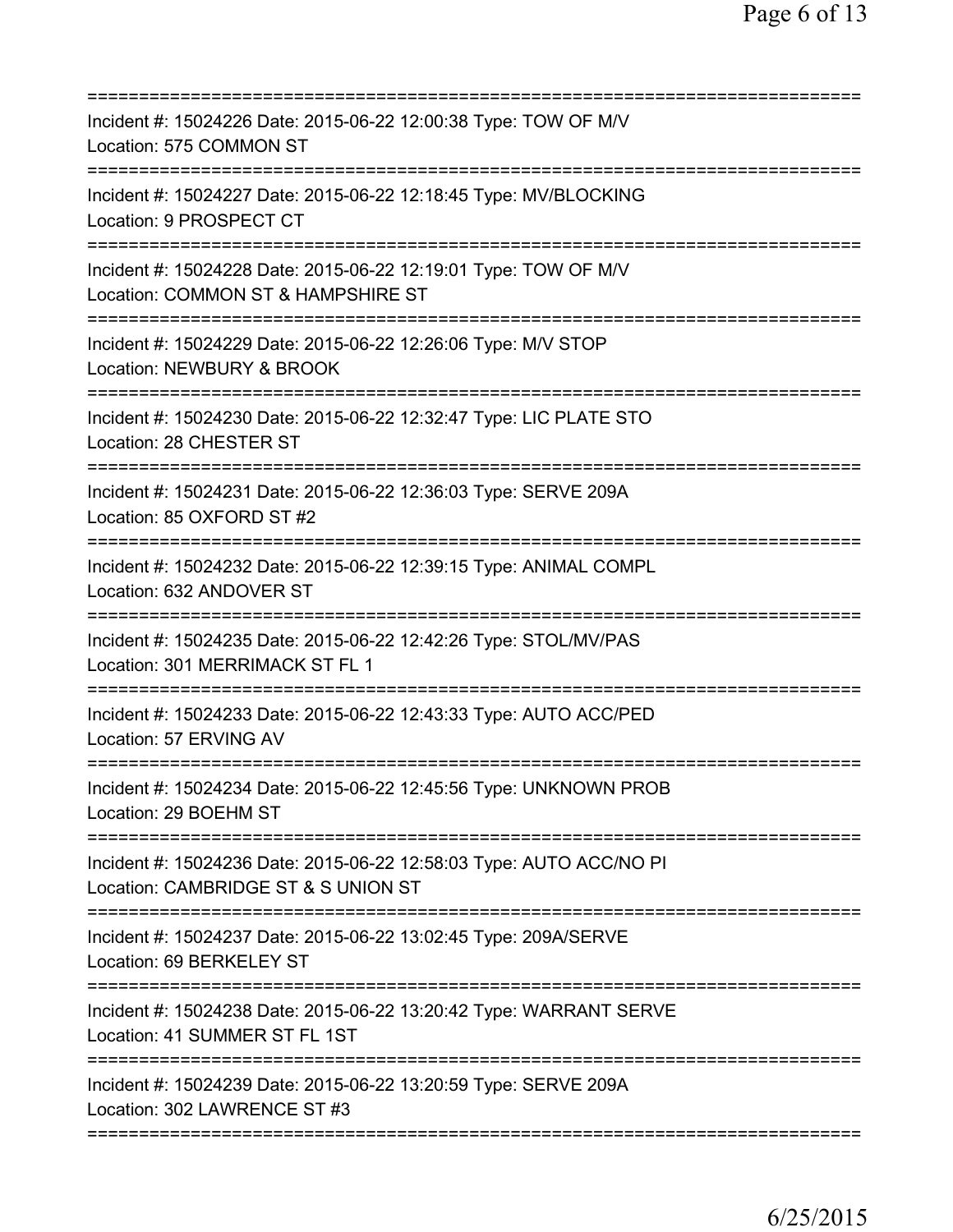==============================================================================
Incident #: 15024226 Date: 2015-06-22 12:00:38 Type: TOW OF M/V
Location: 575 COMMON ST
==============================================================================
Incident #: 15024227 Date: 2015-06-22 12:18:45 Type: MV/BLOCKING
Location: 9 PROSPECT CT
==============================================================================
Incident #: 15024228 Date: 2015-06-22 12:19:01 Type: TOW OF M/V
Location: COMMON ST & HAMPSHIRE ST
==============================================================================
Incident #: 15024229 Date: 2015-06-22 12:26:06 Type: M/V STOP
Location: NEWBURY & BROOK
==============================================================================
Incident #: 15024230 Date: 2015-06-22 12:32:47 Type: LIC PLATE STO
Location: 28 CHESTER ST
==============================================================================
Incident #: 15024231 Date: 2015-06-22 12:36:03 Type: SERVE 209A
Location: 85 OXFORD ST #2
==============================================================================
Incident #: 15024232 Date: 2015-06-22 12:39:15 Type: ANIMAL COMPL
Location: 632 ANDOVER ST
==============================================================================
Incident #: 15024235 Date: 2015-06-22 12:42:26 Type: STOL/MV/PAS
Location: 301 MERRIMACK ST FL 1
==============================================================================
Incident #: 15024233 Date: 2015-06-22 12:43:33 Type: AUTO ACC/PED
Location: 57 ERVING AV
==============================================================================
Incident #: 15024234 Date: 2015-06-22 12:45:56 Type: UNKNOWN PROB
Location: 29 BOEHM ST
==============================================================================
Incident #: 15024236 Date: 2015-06-22 12:58:03 Type: AUTO ACC/NO PI
Location: CAMBRIDGE ST & S UNION ST
==============================================================================
Incident #: 15024237 Date: 2015-06-22 13:02:45 Type: 209A/SERVE
Location: 69 BERKELEY ST
==============================================================================
Incident #: 15024238 Date: 2015-06-22 13:20:42 Type: WARRANT SERVE
Location: 41 SUMMER ST FL 1ST
==============================================================================
Incident #: 15024239 Date: 2015-06-22 13:20:59 Type: SERVE 209A
Location: 302 LAWRENCE ST #3
==============================================================================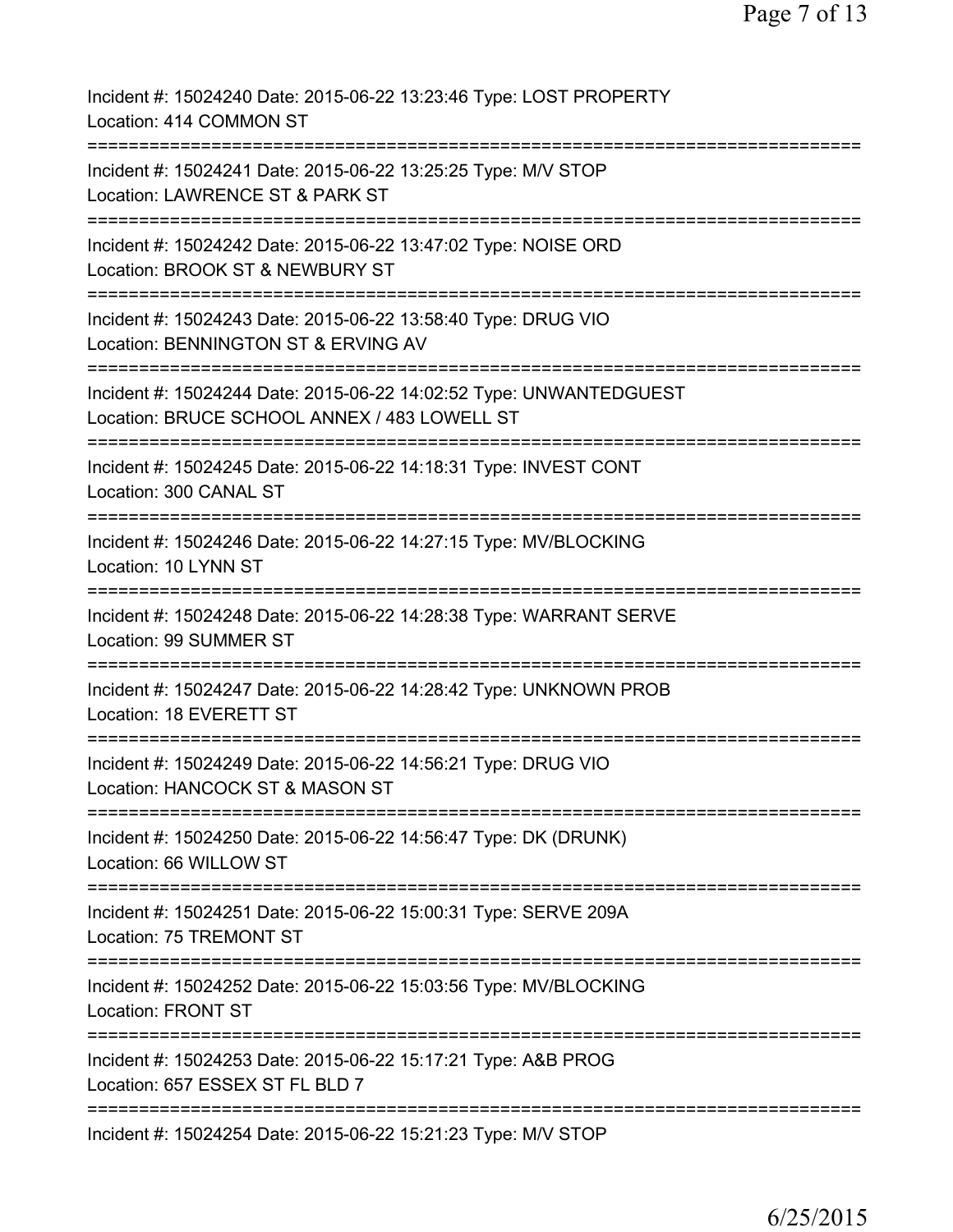Incident #: 15024240 Date: 2015-06-22 13:23:46 Type: LOST PROPERTY
Location: 414 COMMON ST

===========================================================================

Incident #: 15024241 Date: 2015-06-22 13:25:25 Type: M/V STOP
Location: LAWRENCE ST & PARK ST

===========================================================================

Incident #: 15024242 Date: 2015-06-22 13:47:02 Type: NOISE ORD
Location: BROOK ST & NEWBURY ST

===========================================================================

Incident #: 15024243 Date: 2015-06-22 13:58:40 Type: DRUG VIO
Location: BENNINGTON ST & ERVING AV

===========================================================================

Incident #: 15024244 Date: 2015-06-22 14:02:52 Type: UNWANTEDGUEST
Location: BRUCE SCHOOL ANNEX / 483 LOWELL ST

===========================================================================

Incident #: 15024245 Date: 2015-06-22 14:18:31 Type: INVEST CONT
Location: 300 CANAL ST

===========================================================================

Incident #: 15024246 Date: 2015-06-22 14:27:15 Type: MV/BLOCKING
Location: 10 LYNN ST

===========================================================================

Incident #: 15024248 Date: 2015-06-22 14:28:38 Type: WARRANT SERVE
Location: 99 SUMMER ST

===========================================================================

Incident #: 15024247 Date: 2015-06-22 14:28:42 Type: UNKNOWN PROB
Location: 18 EVERETT ST

===========================================================================

Incident #: 15024249 Date: 2015-06-22 14:56:21 Type: DRUG VIO
Location: HANCOCK ST & MASON ST

===========================================================================

Incident #: 15024250 Date: 2015-06-22 14:56:47 Type: DK (DRUNK)
Location: 66 WILLOW ST

===========================================================================

Incident #: 15024251 Date: 2015-06-22 15:00:31 Type: SERVE 209A
Location: 75 TREMONT ST

===========================================================================

Incident #: 15024252 Date: 2015-06-22 15:03:56 Type: MV/BLOCKING
Location: FRONT ST

===========================================================================

Incident #: 15024253 Date: 2015-06-22 15:17:21 Type: A&B PROG
Location: 657 ESSEX ST FL BLD 7

===========================================================================

Incident #: 15024254 Date: 2015-06-22 15:21:23 Type: M/V STOP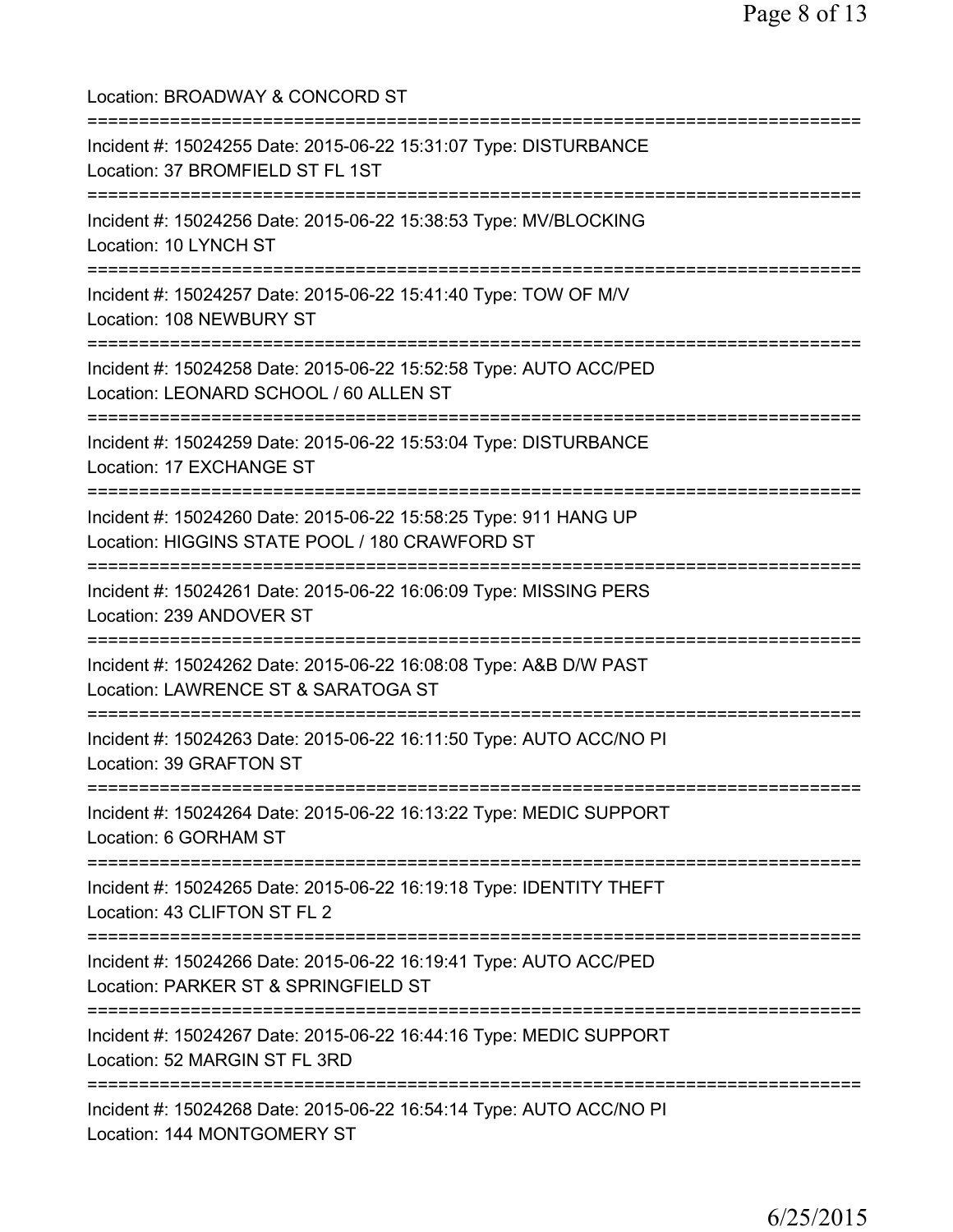Location: BROADWAY & CONCORD ST

===========================================================================

Incident #: 15024255 Date: 2015-06-22 15:31:07 Type: DISTURBANCE
Location: 37 BROMFIELD ST FL 1ST

===========================================================================

Incident #: 15024256 Date: 2015-06-22 15:38:53 Type: MV/BLOCKING
Location: 10 LYNCH ST

===========================================================================

Incident #: 15024257 Date: 2015-06-22 15:41:40 Type: TOW OF M/V
Location: 108 NEWBURY ST

===========================================================================

Incident #: 15024258 Date: 2015-06-22 15:52:58 Type: AUTO ACC/PED
Location: LEONARD SCHOOL / 60 ALLEN ST

===========================================================================

Incident #: 15024259 Date: 2015-06-22 15:53:04 Type: DISTURBANCE
Location: 17 EXCHANGE ST

===========================================================================

Incident #: 15024260 Date: 2015-06-22 15:58:25 Type: 911 HANG UP
Location: HIGGINS STATE POOL / 180 CRAWFORD ST

===========================================================================

Incident #: 15024261 Date: 2015-06-22 16:06:09 Type: MISSING PERS
Location: 239 ANDOVER ST

===========================================================================

Incident #: 15024262 Date: 2015-06-22 16:08:08 Type: A&B D/W PAST
Location: LAWRENCE ST & SARATOGA ST

===========================================================================

Incident #: 15024263 Date: 2015-06-22 16:11:50 Type: AUTO ACC/NO PI
Location: 39 GRAFTON ST

===========================================================================

Incident #: 15024264 Date: 2015-06-22 16:13:22 Type: MEDIC SUPPORT
Location: 6 GORHAM ST

===========================================================================

Incident #: 15024265 Date: 2015-06-22 16:19:18 Type: IDENTITY THEFT
Location: 43 CLIFTON ST FL 2

===========================================================================

Incident #: 15024266 Date: 2015-06-22 16:19:41 Type: AUTO ACC/PED
Location: PARKER ST & SPRINGFIELD ST

===========================================================================

Incident #: 15024267 Date: 2015-06-22 16:44:16 Type: MEDIC SUPPORT
Location: 52 MARGIN ST FL 3RD

===========================================================================

Incident #: 15024268 Date: 2015-06-22 16:54:14 Type: AUTO ACC/NO PI
Location: 144 MONTGOMERY ST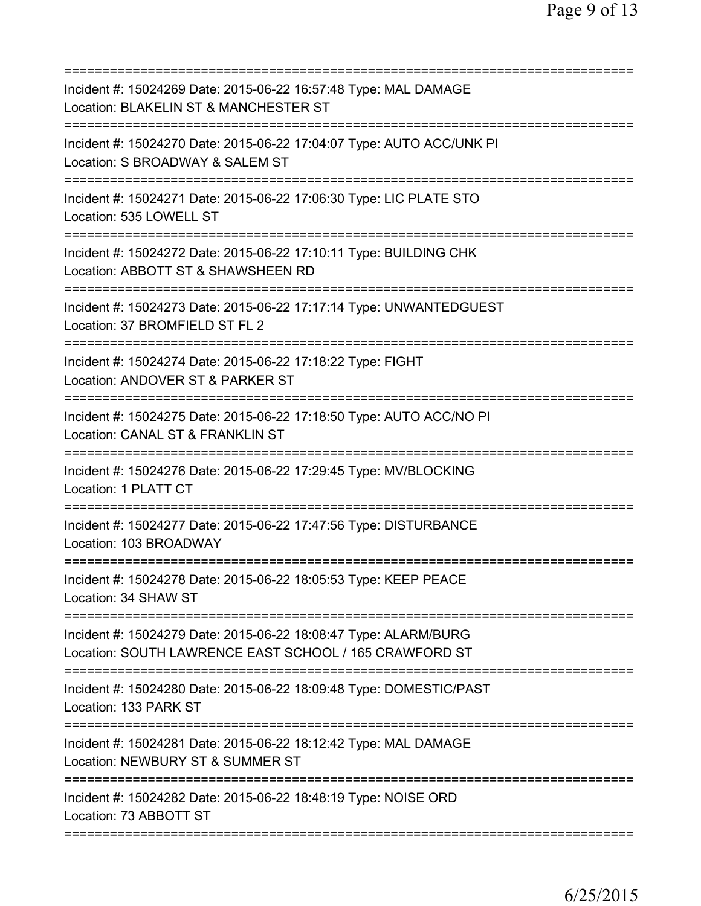===========================================================================

Incident #: 15024269 Date: 2015-06-22 16:57:48 Type: MAL DAMAGE
Location: BLAKELIN ST & MANCHESTER ST

===========================================================================

Incident #: 15024270 Date: 2015-06-22 17:04:07 Type: AUTO ACC/UNK PI
Location: S BROADWAY & SALEM ST

===========================================================================

Incident #: 15024271 Date: 2015-06-22 17:06:30 Type: LIC PLATE STO
Location: 535 LOWELL ST

===========================================================================

Incident #: 15024272 Date: 2015-06-22 17:10:11 Type: BUILDING CHK
Location: ABBOTT ST & SHAWSHEEN RD

===========================================================================

Incident #: 15024273 Date: 2015-06-22 17:17:14 Type: UNWANTEDGUEST
Location: 37 BROMFIELD ST FL 2

===========================================================================

Incident #: 15024274 Date: 2015-06-22 17:18:22 Type: FIGHT
Location: ANDOVER ST & PARKER ST

===========================================================================

Incident #: 15024275 Date: 2015-06-22 17:18:50 Type: AUTO ACC/NO PI
Location: CANAL ST & FRANKLIN ST

===========================================================================

Incident #: 15024276 Date: 2015-06-22 17:29:45 Type: MV/BLOCKING
Location: 1 PLATT CT

===========================================================================

Incident #: 15024277 Date: 2015-06-22 17:47:56 Type: DISTURBANCE
Location: 103 BROADWAY

===========================================================================

Incident #: 15024278 Date: 2015-06-22 18:05:53 Type: KEEP PEACE
Location: 34 SHAW ST

===========================================================================

Incident #: 15024279 Date: 2015-06-22 18:08:47 Type: ALARM/BURG
Location: SOUTH LAWRENCE EAST SCHOOL / 165 CRAWFORD ST

===========================================================================

Incident #: 15024280 Date: 2015-06-22 18:09:48 Type: DOMESTIC/PAST
Location: 133 PARK ST

===========================================================================

Incident #: 15024281 Date: 2015-06-22 18:12:42 Type: MAL DAMAGE
Location: NEWBURY ST & SUMMER ST

===========================================================================

Incident #: 15024282 Date: 2015-06-22 18:48:19 Type: NOISE ORD
Location: 73 ABBOTT ST

===========================================================================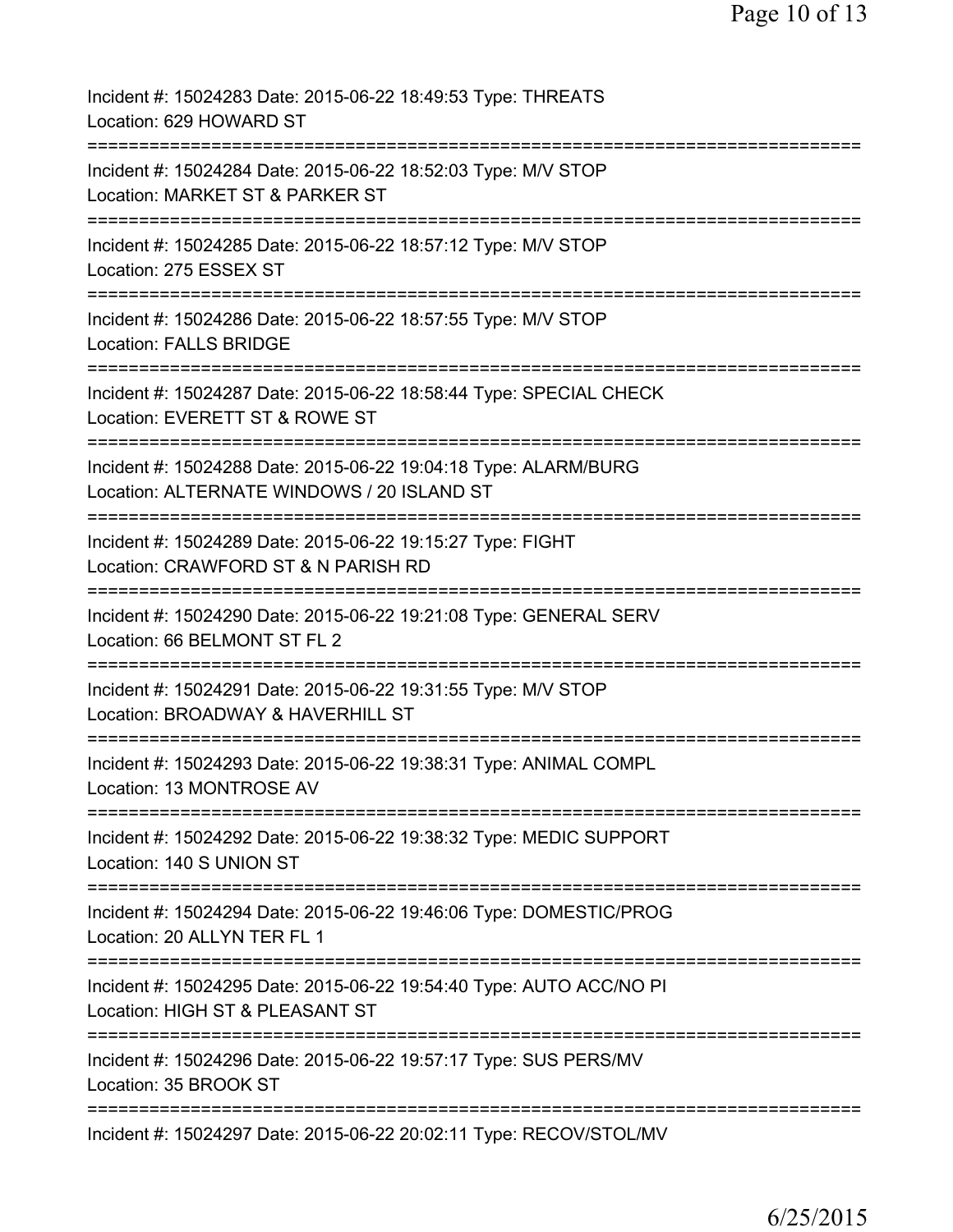Incident #: 15024283 Date: 2015-06-22 18:49:53 Type: THREATS
Location: 629 HOWARD ST

===========================================================================

Incident #: 15024284 Date: 2015-06-22 18:52:03 Type: M/V STOP
Location: MARKET ST & PARKER ST

===========================================================================

Incident #: 15024285 Date: 2015-06-22 18:57:12 Type: M/V STOP
Location: 275 ESSEX ST

===========================================================================

Incident #: 15024286 Date: 2015-06-22 18:57:55 Type: M/V STOP
Location: FALLS BRIDGE

===========================================================================

Incident #: 15024287 Date: 2015-06-22 18:58:44 Type: SPECIAL CHECK
Location: EVERETT ST & ROWE ST

===========================================================================

Incident #: 15024288 Date: 2015-06-22 19:04:18 Type: ALARM/BURG
Location: ALTERNATE WINDOWS / 20 ISLAND ST

===========================================================================

Incident #: 15024289 Date: 2015-06-22 19:15:27 Type: FIGHT
Location: CRAWFORD ST & N PARISH RD

===========================================================================

Incident #: 15024290 Date: 2015-06-22 19:21:08 Type: GENERAL SERV
Location: 66 BELMONT ST FL 2

===========================================================================

Incident #: 15024291 Date: 2015-06-22 19:31:55 Type: M/V STOP
Location: BROADWAY & HAVERHILL ST

===========================================================================

Incident #: 15024293 Date: 2015-06-22 19:38:31 Type: ANIMAL COMPL
Location: 13 MONTROSE AV

===========================================================================

Incident #: 15024292 Date: 2015-06-22 19:38:32 Type: MEDIC SUPPORT
Location: 140 S UNION ST

===========================================================================

Incident #: 15024294 Date: 2015-06-22 19:46:06 Type: DOMESTIC/PROG
Location: 20 ALLYN TER FL 1

===========================================================================

Incident #: 15024295 Date: 2015-06-22 19:54:40 Type: AUTO ACC/NO PI
Location: HIGH ST & PLEASANT ST

===========================================================================

Incident #: 15024296 Date: 2015-06-22 19:57:17 Type: SUS PERS/MV
Location: 35 BROOK ST

===========================================================================

Incident #: 15024297 Date: 2015-06-22 20:02:11 Type: RECOV/STOL/MV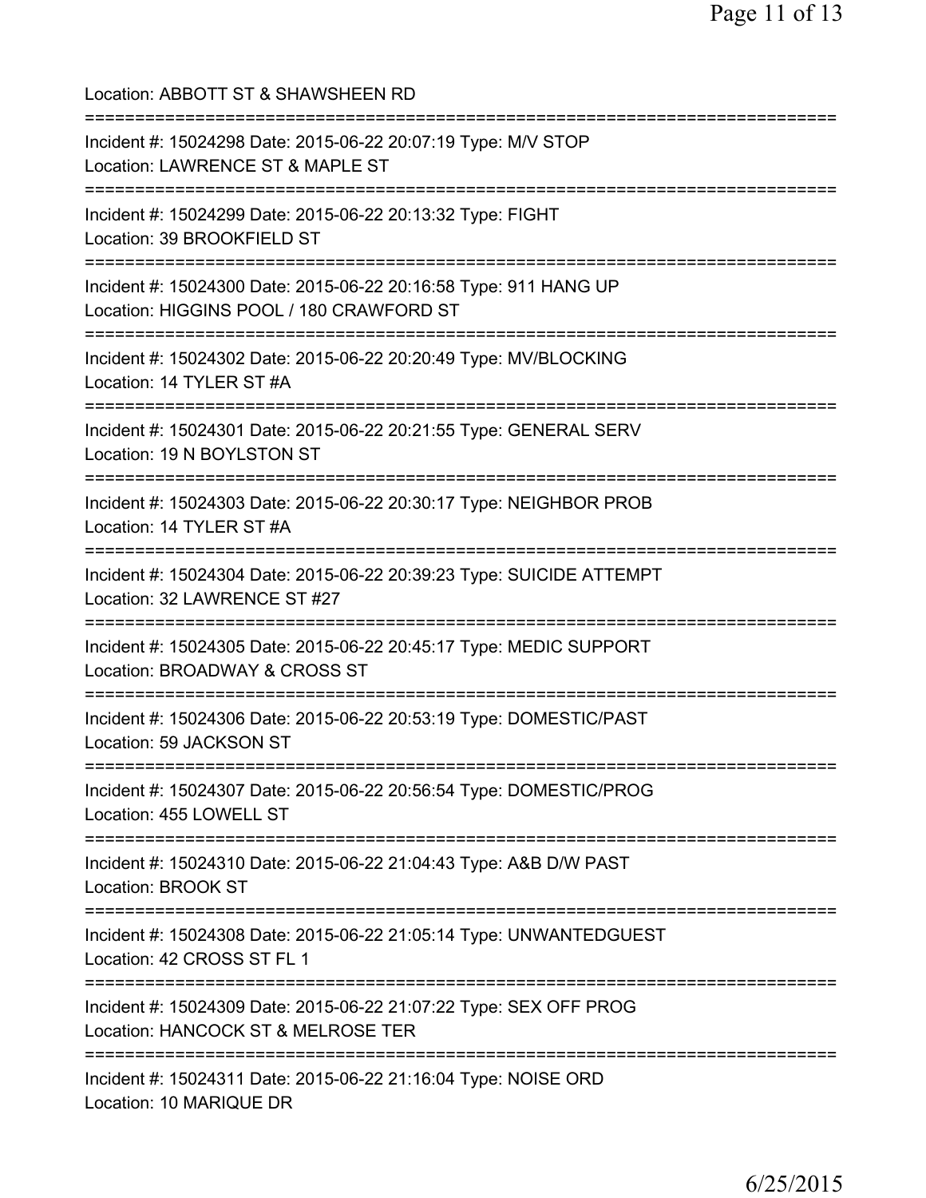Location: ABBOTT ST & SHAWSHEEN RD

===========================================================================

Incident #: 15024298 Date: 2015-06-22 20:07:19 Type: M/V STOP
Location: LAWRENCE ST & MAPLE ST

===========================================================================

Incident #: 15024299 Date: 2015-06-22 20:13:32 Type: FIGHT
Location: 39 BROOKFIELD ST

===========================================================================

Incident #: 15024300 Date: 2015-06-22 20:16:58 Type: 911 HANG UP
Location: HIGGINS POOL / 180 CRAWFORD ST

===========================================================================

Incident #: 15024302 Date: 2015-06-22 20:20:49 Type: MV/BLOCKING
Location: 14 TYLER ST #A

===========================================================================

Incident #: 15024301 Date: 2015-06-22 20:21:55 Type: GENERAL SERV
Location: 19 N BOYLSTON ST

===========================================================================

Incident #: 15024303 Date: 2015-06-22 20:30:17 Type: NEIGHBOR PROB
Location: 14 TYLER ST #A

===========================================================================

Incident #: 15024304 Date: 2015-06-22 20:39:23 Type: SUICIDE ATTEMPT
Location: 32 LAWRENCE ST #27

===========================================================================

Incident #: 15024305 Date: 2015-06-22 20:45:17 Type: MEDIC SUPPORT
Location: BROADWAY & CROSS ST

===========================================================================

Incident #: 15024306 Date: 2015-06-22 20:53:19 Type: DOMESTIC/PAST
Location: 59 JACKSON ST

===========================================================================

Incident #: 15024307 Date: 2015-06-22 20:56:54 Type: DOMESTIC/PROG
Location: 455 LOWELL ST

===========================================================================

Incident #: 15024310 Date: 2015-06-22 21:04:43 Type: A&B D/W PAST
Location: BROOK ST

===========================================================================

Incident #: 15024308 Date: 2015-06-22 21:05:14 Type: UNWANTEDGUEST
Location: 42 CROSS ST FL 1

===========================================================================

Incident #: 15024309 Date: 2015-06-22 21:07:22 Type: SEX OFF PROG
Location: HANCOCK ST & MELROSE TER

===========================================================================

Incident #: 15024311 Date: 2015-06-22 21:16:04 Type: NOISE ORD
Location: 10 MARIQUE DR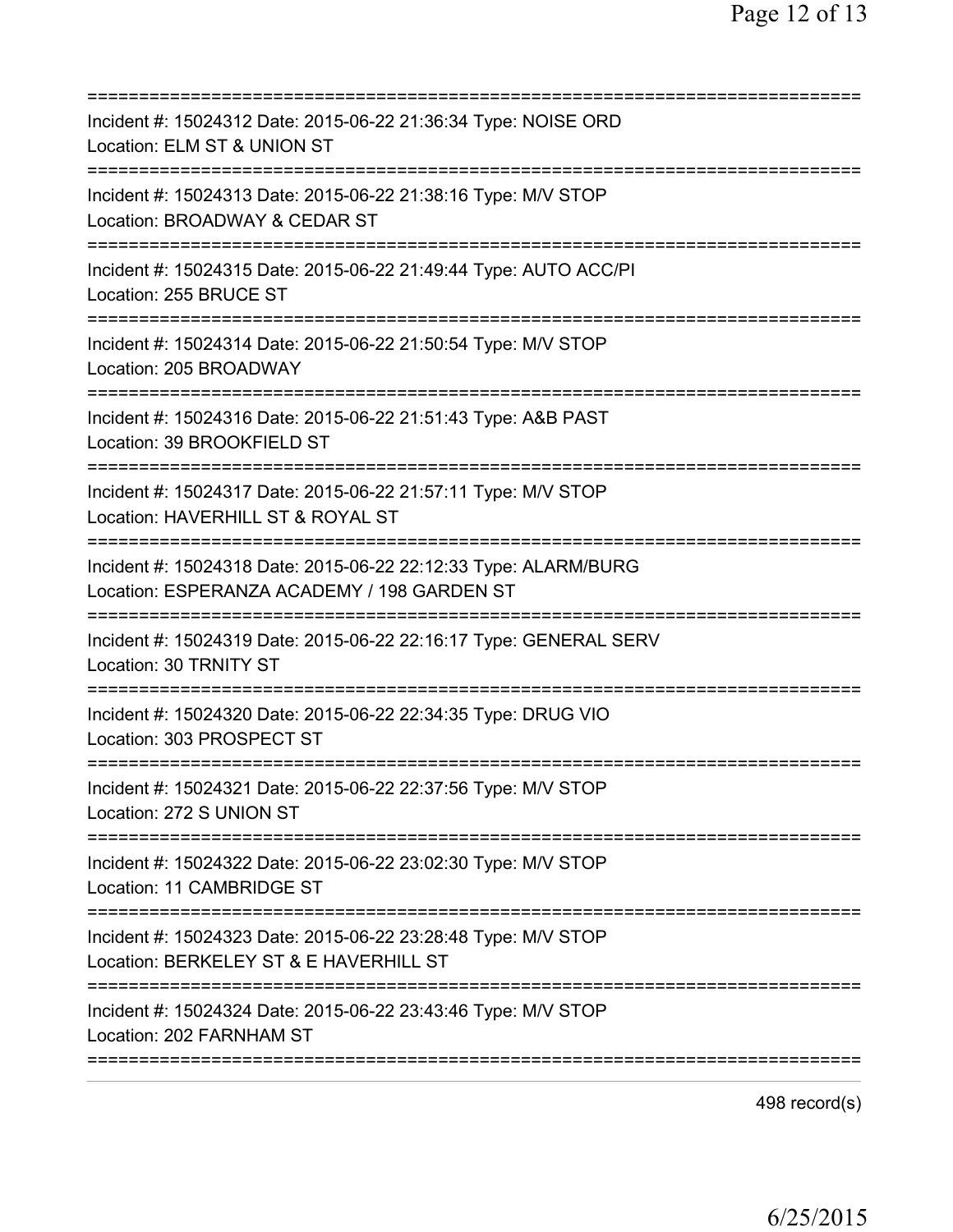===========================================================================
Incident #: 15024312 Date: 2015-06-22 21:36:34 Type: NOISE ORD
Location: ELM ST & UNION ST
===========================================================================
Incident #: 15024313 Date: 2015-06-22 21:38:16 Type: M/V STOP
Location: BROADWAY & CEDAR ST
===========================================================================
Incident #: 15024315 Date: 2015-06-22 21:49:44 Type: AUTO ACC/PI
Location: 255 BRUCE ST
===========================================================================
Incident #: 15024314 Date: 2015-06-22 21:50:54 Type: M/V STOP
Location: 205 BROADWAY
===========================================================================
Incident #: 15024316 Date: 2015-06-22 21:51:43 Type: A&B PAST
Location: 39 BROOKFIELD ST
===========================================================================
Incident #: 15024317 Date: 2015-06-22 21:57:11 Type: M/V STOP
Location: HAVERHILL ST & ROYAL ST
===========================================================================
Incident #: 15024318 Date: 2015-06-22 22:12:33 Type: ALARM/BURG
Location: ESPERANZA ACADEMY / 198 GARDEN ST
===========================================================================
Incident #: 15024319 Date: 2015-06-22 22:16:17 Type: GENERAL SERV
Location: 30 TRNITY ST
===========================================================================
Incident #: 15024320 Date: 2015-06-22 22:34:35 Type: DRUG VIO
Location: 303 PROSPECT ST
===========================================================================
Incident #: 15024321 Date: 2015-06-22 22:37:56 Type: M/V STOP
Location: 272 S UNION ST
===========================================================================
Incident #: 15024322 Date: 2015-06-22 23:02:30 Type: M/V STOP
Location: 11 CAMBRIDGE ST
===========================================================================
Incident #: 15024323 Date: 2015-06-22 23:28:48 Type: M/V STOP
Location: BERKELEY ST & E HAVERHILL ST
===========================================================================
Incident #: 15024324 Date: 2015-06-22 23:43:46 Type: M/V STOP
Location: 202 FARNHAM ST
===========================================================================

498 record(s)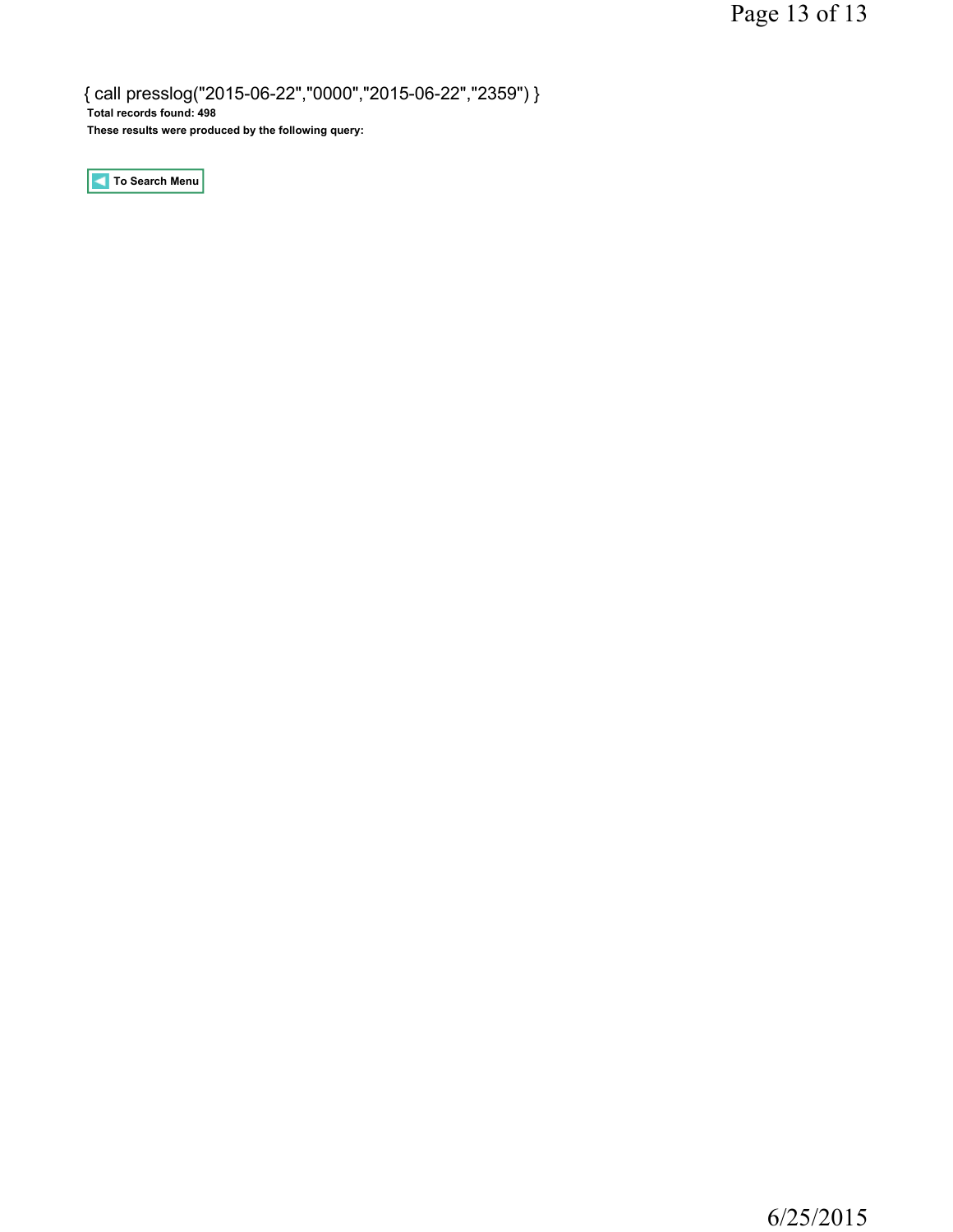```
{ call presslog("2015-06-22","0000","2015-06-22","2359") }
```

**Total records found: 498**

**These results were produced by the following query:**

To Search Menu